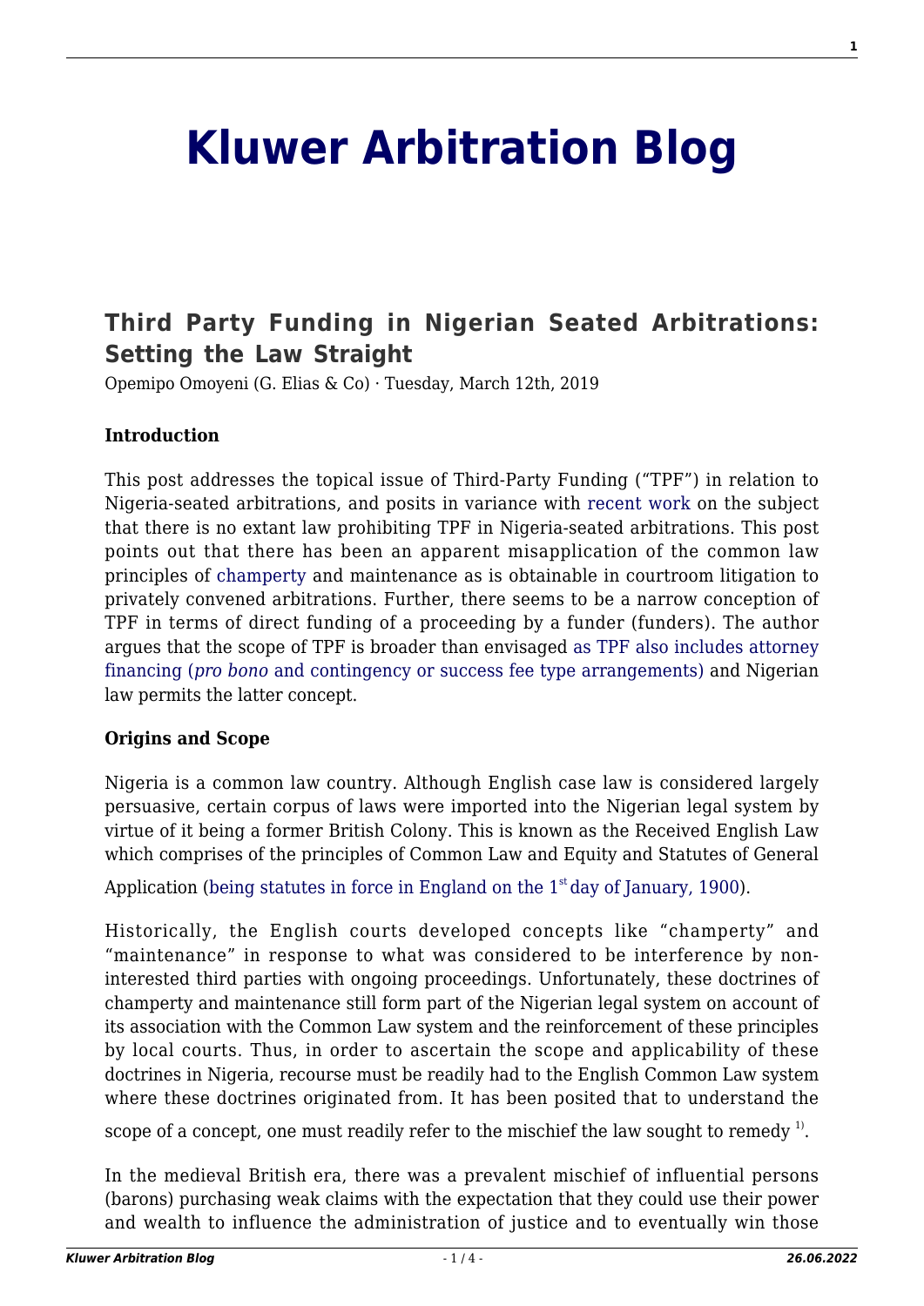# Kluwer Arbitration Blog

## Third Party Funding in Nigerian Seated Arbitrations: Setting the Law Straight

Opemipo Omoyeni (G. Elias & Co) · Tuesday, March 12th, 2019

**Introduction**

This post addresses the topical issue of Third-Party Funding ("TPF") in relation to Nigeria-seated arbitrations, and posits in variance with recent work on the subject that there is no extant law prohibiting TPF in Nigeria-seated arbitrations. This post points out that there has been an apparent misapplication of the common law principles of champerty and maintenance as is obtainable in courtroom litigation to privately convened arbitrations. Further, there seems to be a narrow conception of TPF in terms of direct funding of a proceeding by a funder (funders). The author argues that the scope of TPF is broader than envisaged as TPF also includes attorney financing (*pro bono* and contingency or success fee type arrangements) and Nigerian law permits the latter concept.

**Origins and Scope**

Nigeria is a common law country. Although English case law is considered largely persuasive, certain corpus of laws were imported into the Nigerian legal system by virtue of it being a former British Colony. This is known as the Received English Law which comprises of the principles of Common Law and Equity and Statutes of General Application (being statutes in force in England on the 1st day of January, 1900).

Historically, the English courts developed concepts like "champerty" and "maintenance" in response to what was considered to be interference by non-interested third parties with ongoing proceedings. Unfortunately, these doctrines of champerty and maintenance still form part of the Nigerian legal system on account of its association with the Common Law system and the reinforcement of these principles by local courts. Thus, in order to ascertain the scope and applicability of these doctrines in Nigeria, recourse must be readily had to the English Common Law system where these doctrines originated from. It has been posited that to understand the scope of a concept, one must readily refer to the mischief the law sought to remedy [1].

In the medieval British era, there was a prevalent mischief of influential persons (barons) purchasing weak claims with the expectation that they could use their power and wealth to influence the administration of justice and to eventually win those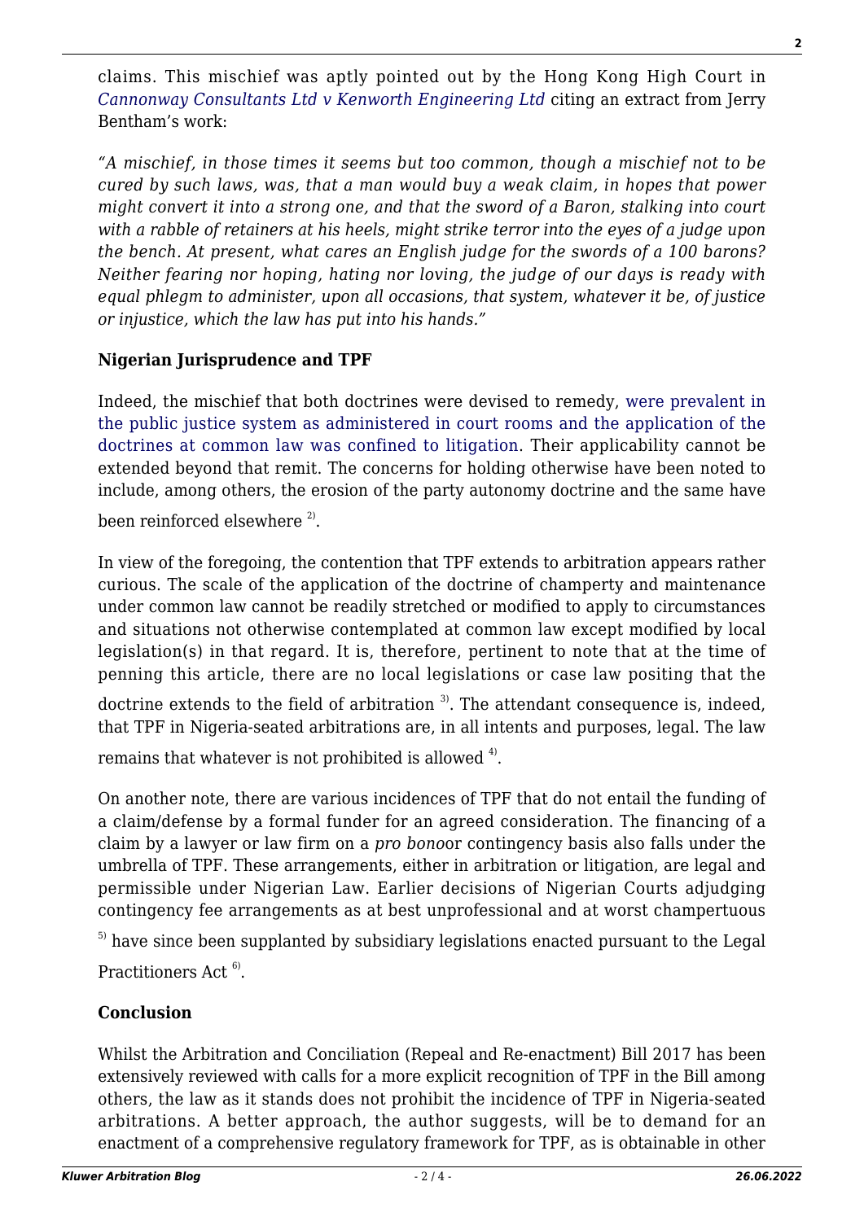claims. This mischief was aptly pointed out by the Hong Kong High Court in *Cannonway Consultants Ltd v Kenworth Engineering Ltd* citing an extract from Jerry Bentham's work:

*"A mischief, in those times it seems but too common, though a mischief not to be cured by such laws, was, that a man would buy a weak claim, in hopes that power might convert it into a strong one, and that the sword of a Baron, stalking into court with a rabble of retainers at his heels, might strike terror into the eyes of a judge upon the bench. At present, what cares an English judge for the swords of a 100 barons? Neither fearing nor hoping, hating nor loving, the judge of our days is ready with equal phlegm to administer, upon all occasions, that system, whatever it be, of justice or injustice, which the law has put into his hands."*

### Nigerian Jurisprudence and TPF

Indeed, the mischief that both doctrines were devised to remedy, were prevalent in the public justice system as administered in court rooms and the application of the doctrines at common law was confined to litigation. Their applicability cannot be extended beyond that remit. The concerns for holding otherwise have been noted to include, among others, the erosion of the party autonomy doctrine and the same have been reinforced elsewhere [2].

In view of the foregoing, the contention that TPF extends to arbitration appears rather curious. The scale of the application of the doctrine of champerty and maintenance under common law cannot be readily stretched or modified to apply to circumstances and situations not otherwise contemplated at common law except modified by local legislation(s) in that regard. It is, therefore, pertinent to note that at the time of penning this article, there are no local legislations or case law positing that the doctrine extends to the field of arbitration [3]. The attendant consequence is, indeed, that TPF in Nigeria-seated arbitrations are, in all intents and purposes, legal. The law remains that whatever is not prohibited is allowed [4].

On another note, there are various incidences of TPF that do not entail the funding of a claim/defense by a formal funder for an agreed consideration. The financing of a claim by a lawyer or law firm on a *pro bono*or contingency basis also falls under the umbrella of TPF. These arrangements, either in arbitration or litigation, are legal and permissible under Nigerian Law. Earlier decisions of Nigerian Courts adjudging contingency fee arrangements as at best unprofessional and at worst champertuous [5] have since been supplanted by subsidiary legislations enacted pursuant to the Legal Practitioners Act [6].

### Conclusion

Whilst the Arbitration and Conciliation (Repeal and Re-enactment) Bill 2017 has been extensively reviewed with calls for a more explicit recognition of TPF in the Bill among others, the law as it stands does not prohibit the incidence of TPF in Nigeria-seated arbitrations. A better approach, the author suggests, will be to demand for an enactment of a comprehensive regulatory framework for TPF, as is obtainable in other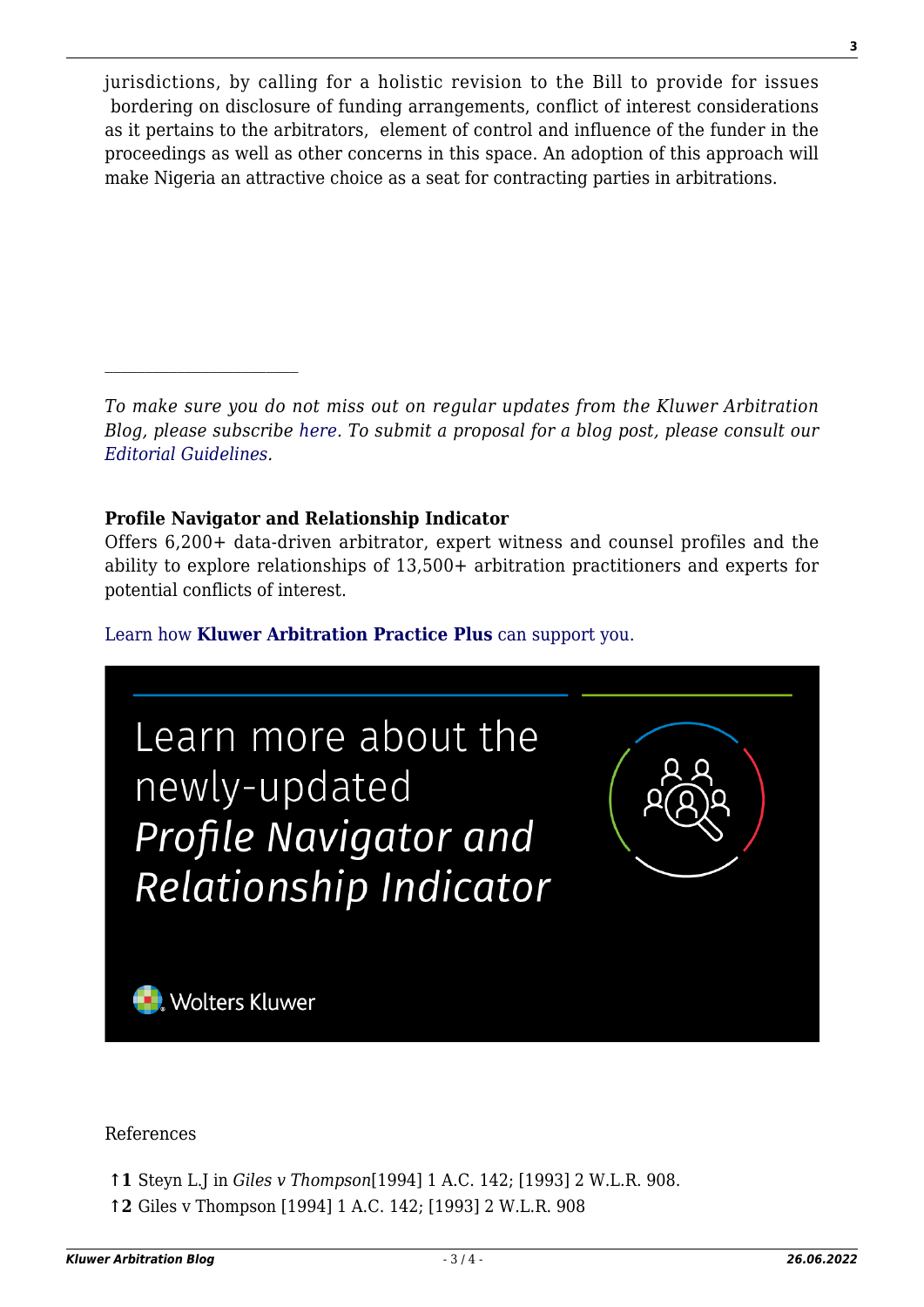jurisdictions, by calling for a holistic revision to the Bill to provide for issues bordering on disclosure of funding arrangements, conflict of interest considerations as it pertains to the arbitrators, element of control and influence of the funder in the proceedings as well as other concerns in this space. An adoption of this approach will make Nigeria an attractive choice as a seat for contracting parties in arbitrations.

---

*To make sure you do not miss out on regular updates from the Kluwer Arbitration Blog, please subscribe here. To submit a proposal for a blog post, please consult our Editorial Guidelines.*

**Profile Navigator and Relationship Indicator**

Offers 6,200+ data-driven arbitrator, expert witness and counsel profiles and the ability to explore relationships of 13,500+ arbitration practitioners and experts for potential conflicts of interest.

Learn how **Kluwer Arbitration Practice Plus** can support you.

Learn more about the newly-updated *Profile Navigator and Relationship Indicator*

Wolters Kluwer

References

↑**1** Steyn L.J in *Giles v Thompson*[1994] 1 A.C. 142; [1993] 2 W.L.R. 908.

↑**2** Giles v Thompson [1994] 1 A.C. 142; [1993] 2 W.L.R. 908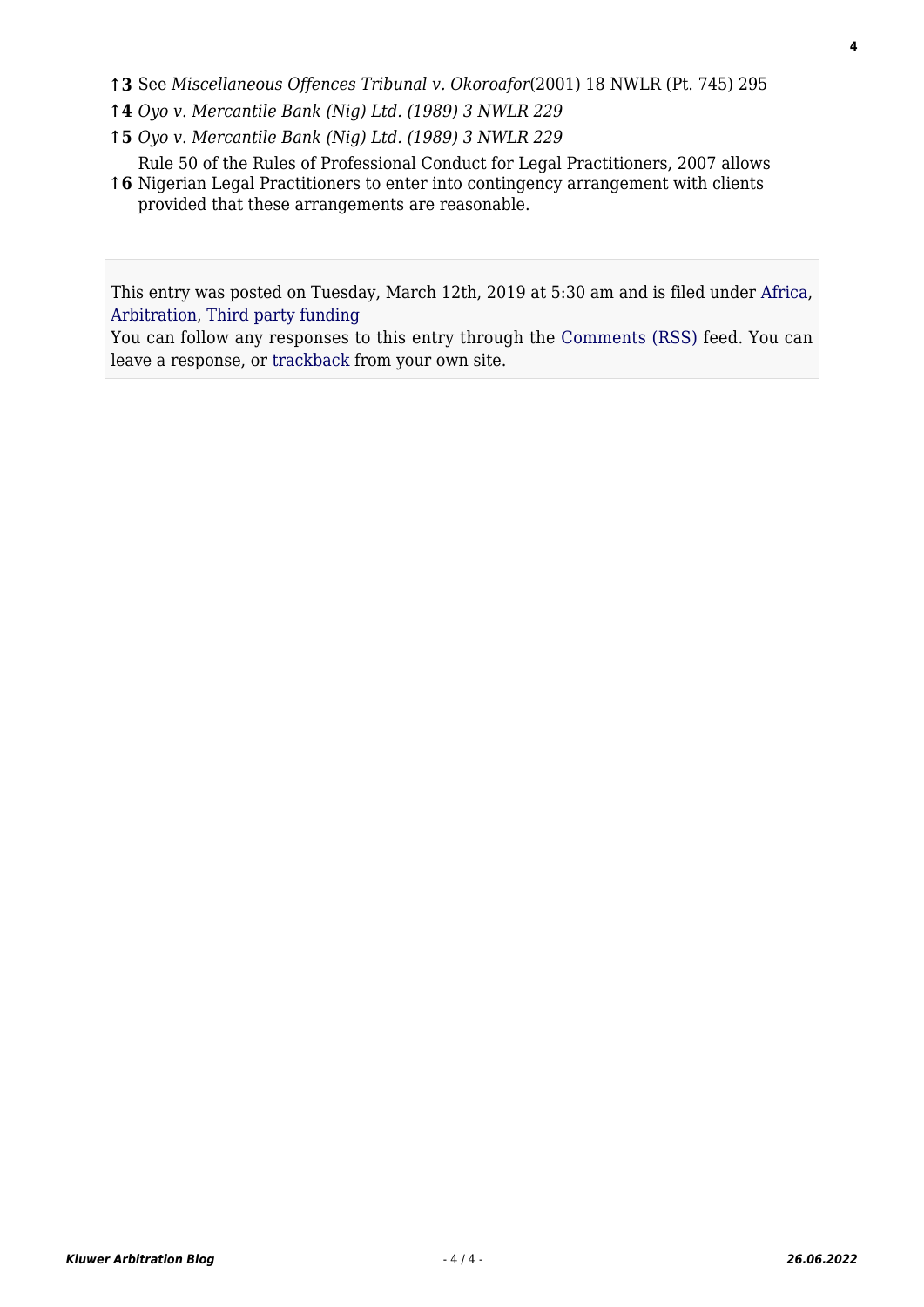↑**3** See *Miscellaneous Offences Tribunal v. Okoroafor*(2001) 18 NWLR (Pt. 745) 295

↑**4** *Oyo v. Mercantile Bank (Nig) Ltd. (1989) 3 NWLR 229*

↑**5** *Oyo v. Mercantile Bank (Nig) Ltd. (1989) 3 NWLR 229*

↑**6** Rule 50 of the Rules of Professional Conduct for Legal Practitioners, 2007 allows Nigerian Legal Practitioners to enter into contingency arrangement with clients provided that these arrangements are reasonable.

This entry was posted on Tuesday, March 12th, 2019 at 5:30 am and is filed under Africa, Arbitration, Third party funding

You can follow any responses to this entry through the Comments (RSS) feed. You can leave a response, or trackback from your own site.